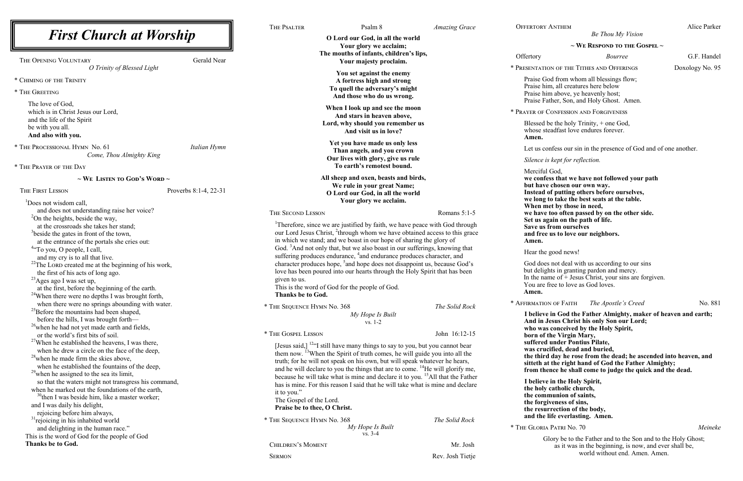# First Church at Worship

THE OPENING VOLUNTARY — Gerald Near
*O Trinity of Blessed Light*

\* CHIMING OF THE TRINITY

\* THE GREETING

The love of God,
which is in Christ Jesus our Lord,
and the life of the Spirit
be with you all.
**And also with you.**

\* THE PROCESSIONAL HYMN No. 61 — *Italian Hymn*
*Come, Thou Almighty King*

\* THE PRAYER OF THE DAY

## ~ We Listen to God's Word ~

THE FIRST LESSON — Proverbs 8:1-4, 22-31

[1]Does not wisdom call,
and does not understanding raise her voice?
[2]On the heights, beside the way,
at the crossroads she takes her stand;
[3]beside the gates in front of the town,
at the entrance of the portals she cries out:
[4]"To you, O people, I call,
and my cry is to all that live.
[22]The LORD created me at the beginning of his work,
the first of his acts of long ago.
[23]Ages ago I was set up,
at the first, before the beginning of the earth.
[24]When there were no depths I was brought forth,
when there were no springs abounding with water.
[25]Before the mountains had been shaped,
before the hills, I was brought forth—
[26]when he had not yet made earth and fields,
or the world's first bits of soil.
[27]When he established the heavens, I was there,
when he drew a circle on the face of the deep,
[28]when he made firm the skies above,
when he established the fountains of the deep,
[29]when he assigned to the sea its limit,
so that the waters might not transgress his command,
when he marked out the foundations of the earth,
[30]then I was beside him, like a master worker;
and I was daily his delight,
rejoicing before him always,
[31]rejoicing in his inhabited world
and delighting in the human race."
This is the word of God for the people of God
**Thanks be to God.**

THE PSALTER — Psalm 8 — *Amazing Grace*

**O Lord our God, in all the world**
**Your glory we acclaim;**
**The mouths of infants, children's lips,**
**Your majesty proclaim.**

**You set against the enemy**
**A fortress high and strong**
**To quell the adversary's might**
**And those who do us wrong.**

**When I look up and see the moon**
**And stars in heaven above,**
**Lord, why should you remember us**
**And visit us in love?**

**Yet you have made us only less**
**Than angels, and you crown**
**Our lives with glory, give us rule**
**To earth's remotest bound.**

**All sheep and oxen, beasts and birds,**
**We rule in your great Name;**
**O Lord our God, in all the world**
**Your glory we acclaim.**

THE SECOND LESSON — Romans 5:1-5

[1]Therefore, since we are justified by faith, we have peace with God through our Lord Jesus Christ, [2]through whom we have obtained access to this grace in which we stand; and we boast in our hope of sharing the glory of God. [3]And not only that, but we also boast in our sufferings, knowing that suffering produces endurance, [4]and endurance produces character, and character produces hope, [5]and hope does not disappoint us, because God's love has been poured into our hearts through the Holy Spirit that has been given to us.
This is the word of God for the people of God.
**Thanks be to God.**

\* THE SEQUENCE HYMN No. 368 — *The Solid Rock*
*My Hope Is Built*
vs. 1-2

\* THE GOSPEL LESSON — John 16:12-15

[Jesus said,] [12]"I still have many things to say to you, but you cannot bear them now. [13]When the Spirit of truth comes, he will guide you into all the truth; for he will not speak on his own, but will speak whatever he hears, and he will declare to you the things that are to come. [14]He will glorify me, because he will take what is mine and declare it to you. [15]All that the Father has is mine. For this reason I said that he will take what is mine and declare it to you."
The Gospel of the Lord.
**Praise be to thee, O Christ.**

\* THE SEQUENCE HYMN No. 368 — *The Solid Rock*
*My Hope Is Built*
vs. 3-4

CHILDREN'S MOMENT — Mr. Josh

SERMON — Rev. Josh Tietje

OFFERTORY ANTHEM — Alice Parker
*Be Thou My Vision*

## ~ We Respond to the Gospel ~

Offertory — *Bourree* — G.F. Handel

\* PRESENTATION OF THE TITHES AND OFFERINGS — Doxology No. 95

Praise God from whom all blessings flow;
Praise him, all creatures here below
Praise him above, ye heavenly host;
Praise Father, Son, and Holy Ghost. Amen.

\* PRAYER OF CONFESSION AND FORGIVENESS

Blessed be the holy Trinity, + one God,
whose steadfast love endures forever.
**Amen.**

Let us confess our sin in the presence of God and of one another.

*Silence is kept for reflection.*

Merciful God,
**we confess that we have not followed your path**
**but have chosen our own way.**
**Instead of putting others before ourselves,**
**we long to take the best seats at the table.**
**When met by those in need,**
**we have too often passed by on the other side.**
**Set us again on the path of life.**
**Save us from ourselves**
**and free us to love our neighbors.**
**Amen.**

Hear the good news!

God does not deal with us according to our sins
but delights in granting pardon and mercy.
In the name of + Jesus Christ, your sins are forgiven.
You are free to love as God loves.
**Amen.**

\* AFFIRMATION OF FAITH — *The Apostle's Creed* — No. 881

**I believe in God the Father Almighty, maker of heaven and earth;**
**And in Jesus Christ his only Son our Lord;**
**who was conceived by the Holy Spirit,**
**born of the Virgin Mary,**
**suffered under Pontius Pilate,**
**was crucified, dead and buried,**
**the third day he rose from the dead; he ascended into heaven, and sitteth at the right hand of God the Father Almighty;**
**from thence he shall come to judge the quick and the dead.**

**I believe in the Holy Spirit,**
**the holy catholic church,**
**the communion of saints,**
**the forgiveness of sins,**
**the resurrection of the body,**
**and the life everlasting. Amen.**

\* THE GLORIA PATRI No. 70 — *Meineke*

Glory be to the Father and to the Son and to the Holy Ghost;
as it was in the beginning, is now, and ever shall be,
world without end. Amen. Amen.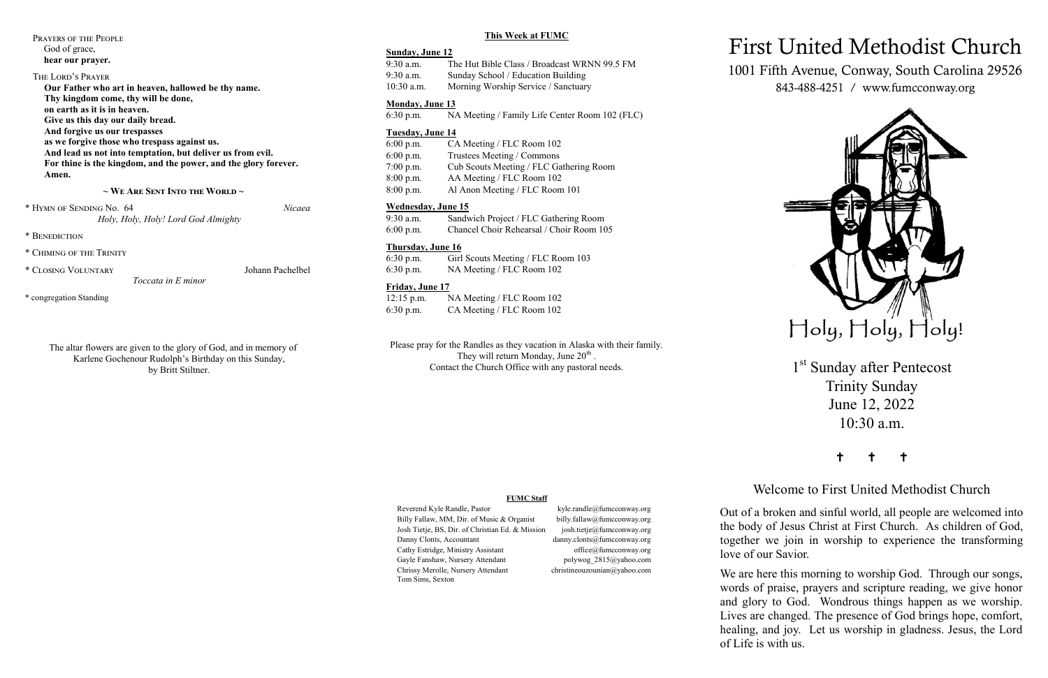Prayers of the People
God of grace,
**hear our prayer.**

The Lord's Prayer
**Our Father who art in heaven, hallowed be thy name.**
**Thy kingdom come, thy will be done,**
**on earth as it is in heaven.**
**Give us this day our daily bread.**
**And forgive us our trespasses**
**as we forgive those who trespass against us.**
**And lead us not into temptation, but deliver us from evil.**
**For thine is the kingdom, and the power, and the glory forever.**
**Amen.**

**~ We Are Sent Into the World ~**

\* Hymn of Sending No. 64 *Nicaea*
*Holy, Holy, Holy! Lord God Almighty*

\* Benediction

\* Chiming of the Trinity

\* Closing Voluntary Johann Pachelbel
*Toccata in E minor*

\* congregation Standing

The altar flowers are given to the glory of God, and in memory of Karlene Gochenour Rudolph's Birthday on this Sunday, by Britt Stiltner.

**This Week at FUMC**

**Sunday, June 12**
9:30 a.m. The Hut Bible Class / Broadcast WRNN 99.5 FM
9:30 a.m. Sunday School / Education Building
10:30 a.m. Morning Worship Service / Sanctuary

**Monday, June 13**
6:30 p.m. NA Meeting / Family Life Center Room 102 (FLC)

**Tuesday, June 14**
6:00 p.m. CA Meeting / FLC Room 102
6:00 p.m. Trustees Meeting / Commons
7:00 p.m. Cub Scouts Meeting / FLC Gathering Room
8:00 p.m. AA Meeting / FLC Room 102
8:00 p.m. Al Anon Meeting / FLC Room 101

**Wednesday, June 15**
9:30 a.m. Sandwich Project / FLC Gathering Room
6:00 p.m. Chancel Choir Rehearsal / Choir Room 105

**Thursday, June 16**
6:30 p.m. Girl Scouts Meeting / FLC Room 103
6:30 p.m. NA Meeting / FLC Room 102

**Friday, June 17**
12:15 p.m. NA Meeting / FLC Room 102
6:30 p.m. CA Meeting / FLC Room 102

Please pray for the Randles as they vacation in Alaska with their family. They will return Monday, June 20th.
Contact the Church Office with any pastoral needs.

**FUMC Staff**

| | |
|---|---|
| Reverend Kyle Randle, Pastor | kyle.randle@fumcconway.org |
| Billy Fallaw, MM, Dir. of Music & Organist | billy.fallaw@fumcconway.org |
| Josh Tietje, BS, Dir. of Christian Ed. & Mission | josh.tietje@fumcconway.org |
| Danny Clonts, Accountant | danny.clonts@fumcconway.org |
| Cathy Estridge, Ministry Assistant | office@fumcconway.org |
| Gayle Fanshaw, Nursery Attendant | polywog_2815@yahoo.com |
| Chrissy Merolle, Nursery Attendant | christineouzounian@yahoo.com |
| Tom Sims, Sexton | |

# First United Methodist Church

1001 Fifth Avenue, Conway, South Carolina 29526
843-488-4251 / www.fumcconway.org

Holy, Holy, Holy!

1st Sunday after Pentecost
Trinity Sunday
June 12, 2022
10:30 a.m.

† † †

## Welcome to First United Methodist Church

Out of a broken and sinful world, all people are welcomed into the body of Jesus Christ at First Church. As children of God, together we join in worship to experience the transforming love of our Savior.

We are here this morning to worship God. Through our songs, words of praise, prayers and scripture reading, we give honor and glory to God. Wondrous things happen as we worship. Lives are changed. The presence of God brings hope, comfort, healing, and joy. Let us worship in gladness. Jesus, the Lord of Life is with us.